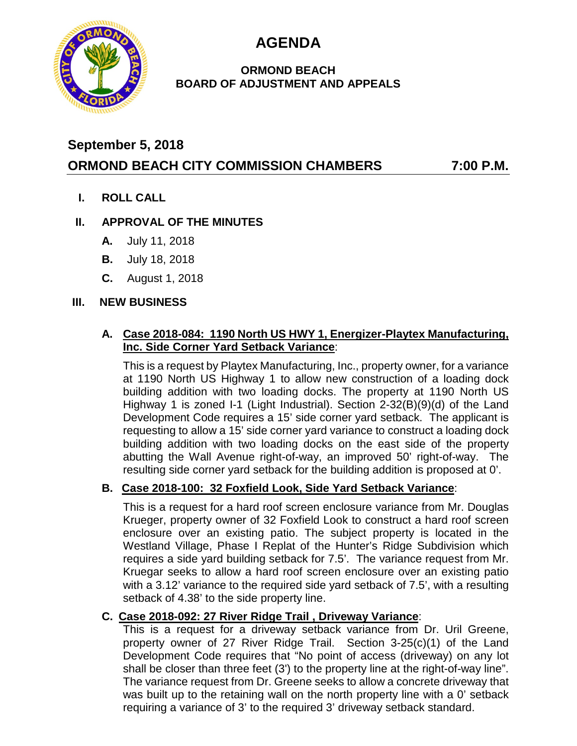# AGENDA

**ORMOND BEACH**
**BOARD OF ADJUSTMENT AND APPEALS**

**September 5, 2018**

**ORMOND BEACH CITY COMMISSION CHAMBERS 7:00 P.M.**

**I. ROLL CALL**

**II. APPROVAL OF THE MINUTES**

- **A.** July 11, 2018
- **B.** July 18, 2018
- **C.** August 1, 2018

**III. NEW BUSINESS**

**A. Case 2018-084: 1190 North US HWY 1, Energizer-Playtex Manufacturing, Inc. Side Corner Yard Setback Variance**:

This is a request by Playtex Manufacturing, Inc., property owner, for a variance at 1190 North US Highway 1 to allow new construction of a loading dock building addition with two loading docks. The property at 1190 North US Highway 1 is zoned I-1 (Light Industrial). Section 2-32(B)(9)(d) of the Land Development Code requires a 15' side corner yard setback. The applicant is requesting to allow a 15' side corner yard variance to construct a loading dock building addition with two loading docks on the east side of the property abutting the Wall Avenue right-of-way, an improved 50' right-of-way. The resulting side corner yard setback for the building addition is proposed at 0'.

**B. Case 2018-100: 32 Foxfield Look, Side Yard Setback Variance**:

This is a request for a hard roof screen enclosure variance from Mr. Douglas Krueger, property owner of 32 Foxfield Look to construct a hard roof screen enclosure over an existing patio. The subject property is located in the Westland Village, Phase I Replat of the Hunter's Ridge Subdivision which requires a side yard building setback for 7.5'. The variance request from Mr. Kruegar seeks to allow a hard roof screen enclosure over an existing patio with a 3.12' variance to the required side yard setback of 7.5', with a resulting setback of 4.38' to the side property line.

**C. Case 2018-092: 27 River Ridge Trail , Driveway Variance**:

This is a request for a driveway setback variance from Dr. Uril Greene, property owner of 27 River Ridge Trail. Section 3-25(c)(1) of the Land Development Code requires that "No point of access (driveway) on any lot shall be closer than three feet (3') to the property line at the right-of-way line". The variance request from Dr. Greene seeks to allow a concrete driveway that was built up to the retaining wall on the north property line with a 0' setback requiring a variance of 3' to the required 3' driveway setback standard.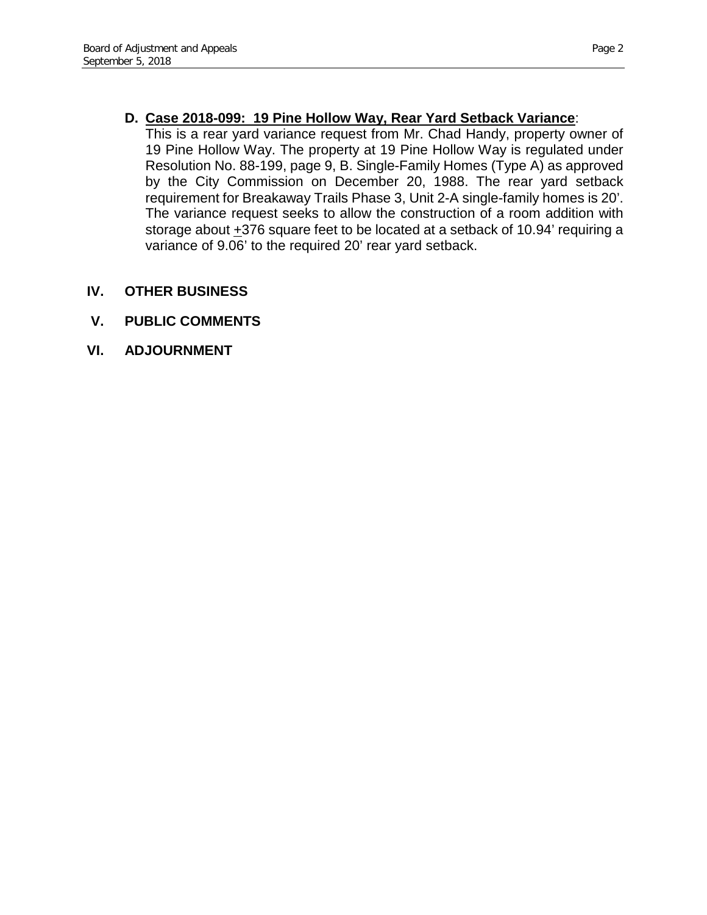**D. Case 2018-099: 19 Pine Hollow Way, Rear Yard Setback Variance**:

This is a rear yard variance request from Mr. Chad Handy, property owner of 19 Pine Hollow Way. The property at 19 Pine Hollow Way is regulated under Resolution No. 88-199, page 9, B. Single-Family Homes (Type A) as approved by the City Commission on December 20, 1988. The rear yard setback requirement for Breakaway Trails Phase 3, Unit 2-A single-family homes is 20'. The variance request seeks to allow the construction of a room addition with storage about ±376 square feet to be located at a setback of 10.94' requiring a variance of 9.06' to the required 20' rear yard setback.

## IV. OTHER BUSINESS

## V. PUBLIC COMMENTS

## VI. ADJOURNMENT